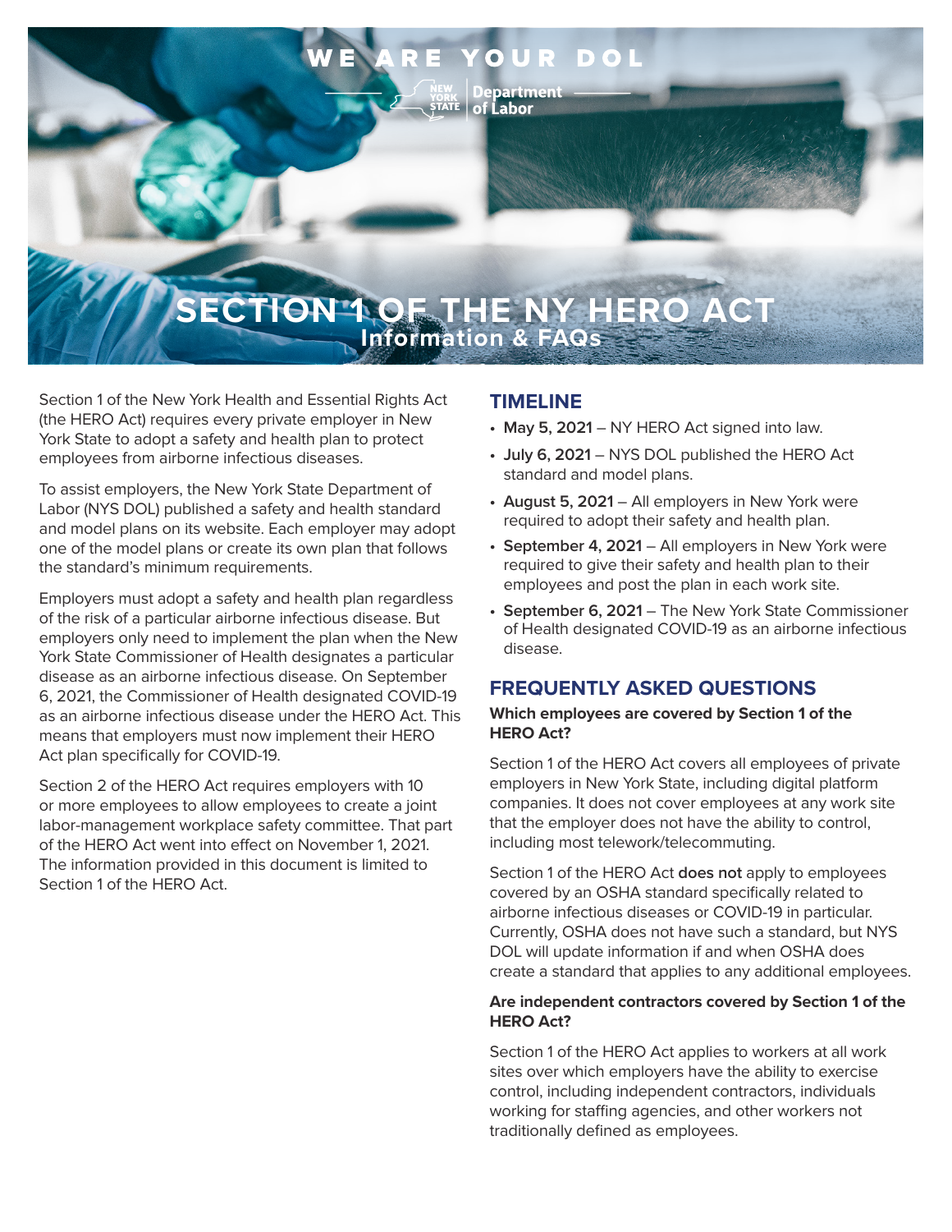WE ARE YOUR DOL

NEW YORK STATE | Department of Labor

# SECTION 1 OF THE NY HERO ACT

## Information & FAQs

Section 1 of the New York Health and Essential Rights Act (the HERO Act) requires every private employer in New York State to adopt a safety and health plan to protect employees from airborne infectious diseases.

To assist employers, the New York State Department of Labor (NYS DOL) published a safety and health standard and model plans on its website. Each employer may adopt one of the model plans or create its own plan that follows the standard's minimum requirements.

Employers must adopt a safety and health plan regardless of the risk of a particular airborne infectious disease. But employers only need to implement the plan when the New York State Commissioner of Health designates a particular disease as an airborne infectious disease. On September 6, 2021, the Commissioner of Health designated COVID-19 as an airborne infectious disease under the HERO Act. This means that employers must now implement their HERO Act plan specifically for COVID-19.

Section 2 of the HERO Act requires employers with 10 or more employees to allow employees to create a joint labor-management workplace safety committee. That part of the HERO Act went into effect on November 1, 2021. The information provided in this document is limited to Section 1 of the HERO Act.

## TIMELINE

- **May 5, 2021** – NY HERO Act signed into law.
- **July 6, 2021** – NYS DOL published the HERO Act standard and model plans.
- **August 5, 2021** – All employers in New York were required to adopt their safety and health plan.
- **September 4, 2021** – All employers in New York were required to give their safety and health plan to their employees and post the plan in each work site.
- **September 6, 2021** – The New York State Commissioner of Health designated COVID-19 as an airborne infectious disease.

## FREQUENTLY ASKED QUESTIONS

**Which employees are covered by Section 1 of the HERO Act?**

Section 1 of the HERO Act covers all employees of private employers in New York State, including digital platform companies. It does not cover employees at any work site that the employer does not have the ability to control, including most telework/telecommuting.

Section 1 of the HERO Act **does not** apply to employees covered by an OSHA standard specifically related to airborne infectious diseases or COVID-19 in particular. Currently, OSHA does not have such a standard, but NYS DOL will update information if and when OSHA does create a standard that applies to any additional employees.

**Are independent contractors covered by Section 1 of the HERO Act?**

Section 1 of the HERO Act applies to workers at all work sites over which employers have the ability to exercise control, including independent contractors, individuals working for staffing agencies, and other workers not traditionally defined as employees.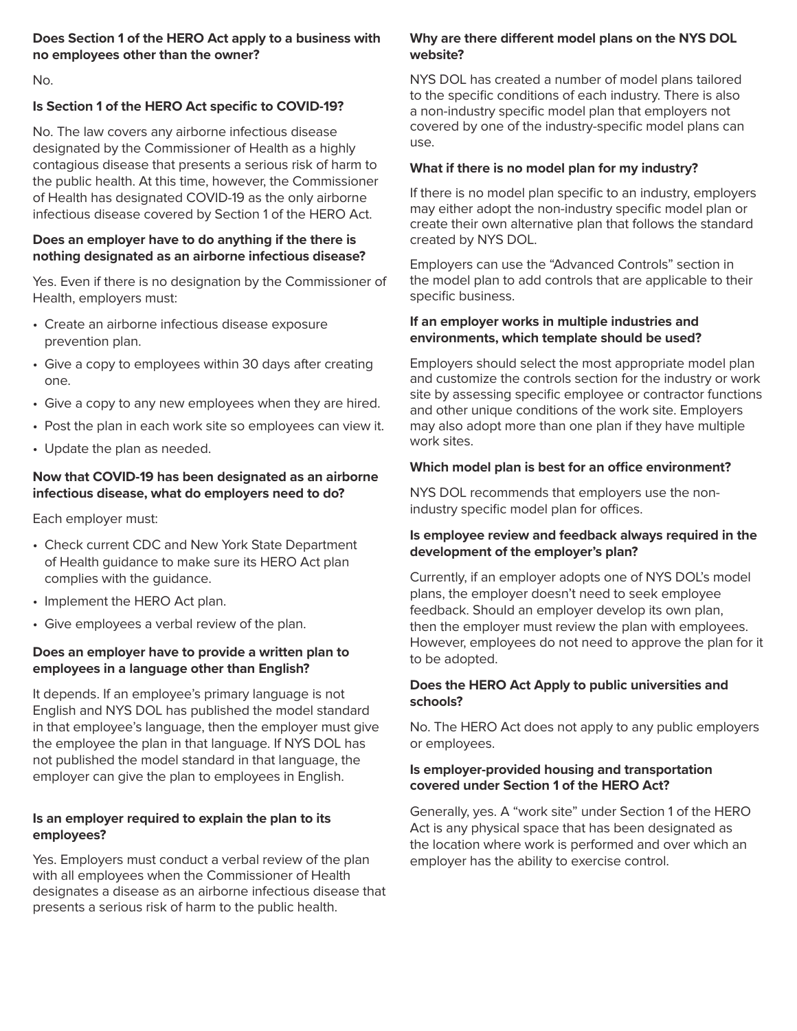**Does Section 1 of the HERO Act apply to a business with no employees other than the owner?**

No.

**Is Section 1 of the HERO Act specific to COVID-19?**

No. The law covers any airborne infectious disease designated by the Commissioner of Health as a highly contagious disease that presents a serious risk of harm to the public health. At this time, however, the Commissioner of Health has designated COVID-19 as the only airborne infectious disease covered by Section 1 of the HERO Act.

**Does an employer have to do anything if the there is nothing designated as an airborne infectious disease?**

Yes. Even if there is no designation by the Commissioner of Health, employers must:

- Create an airborne infectious disease exposure prevention plan.
- Give a copy to employees within 30 days after creating one.
- Give a copy to any new employees when they are hired.
- Post the plan in each work site so employees can view it.
- Update the plan as needed.

**Now that COVID-19 has been designated as an airborne infectious disease, what do employers need to do?**

Each employer must:

- Check current CDC and New York State Department of Health guidance to make sure its HERO Act plan complies with the guidance.
- Implement the HERO Act plan.
- Give employees a verbal review of the plan.

**Does an employer have to provide a written plan to employees in a language other than English?**

It depends. If an employee's primary language is not English and NYS DOL has published the model standard in that employee's language, then the employer must give the employee the plan in that language. If NYS DOL has not published the model standard in that language, the employer can give the plan to employees in English.

**Is an employer required to explain the plan to its employees?**

Yes. Employers must conduct a verbal review of the plan with all employees when the Commissioner of Health designates a disease as an airborne infectious disease that presents a serious risk of harm to the public health.

**Why are there different model plans on the NYS DOL website?**

NYS DOL has created a number of model plans tailored to the specific conditions of each industry. There is also a non-industry specific model plan that employers not covered by one of the industry-specific model plans can use.

**What if there is no model plan for my industry?**

If there is no model plan specific to an industry, employers may either adopt the non-industry specific model plan or create their own alternative plan that follows the standard created by NYS DOL.

Employers can use the "Advanced Controls" section in the model plan to add controls that are applicable to their specific business.

**If an employer works in multiple industries and environments, which template should be used?**

Employers should select the most appropriate model plan and customize the controls section for the industry or work site by assessing specific employee or contractor functions and other unique conditions of the work site. Employers may also adopt more than one plan if they have multiple work sites.

**Which model plan is best for an office environment?**

NYS DOL recommends that employers use the non-industry specific model plan for offices.

**Is employee review and feedback always required in the development of the employer's plan?**

Currently, if an employer adopts one of NYS DOL's model plans, the employer doesn't need to seek employee feedback. Should an employer develop its own plan, then the employer must review the plan with employees. However, employees do not need to approve the plan for it to be adopted.

**Does the HERO Act Apply to public universities and schools?**

No. The HERO Act does not apply to any public employers or employees.

**Is employer-provided housing and transportation covered under Section 1 of the HERO Act?**

Generally, yes. A "work site" under Section 1 of the HERO Act is any physical space that has been designated as the location where work is performed and over which an employer has the ability to exercise control.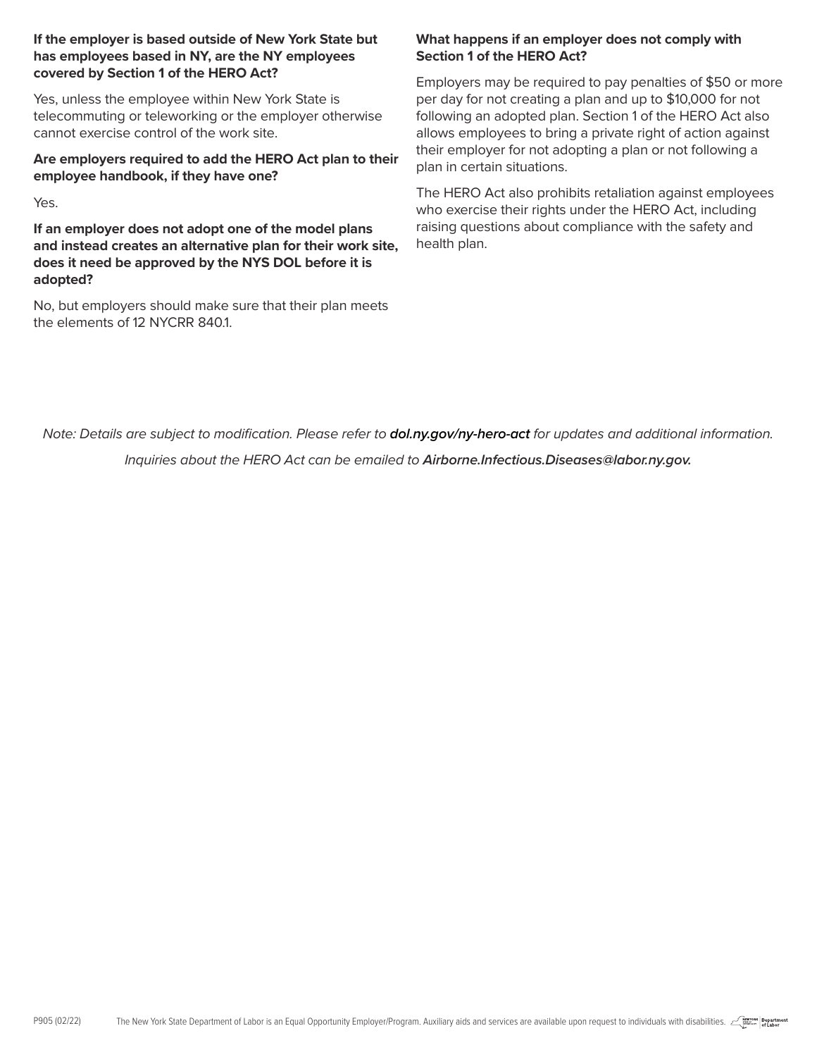**If the employer is based outside of New York State but has employees based in NY, are the NY employees covered by Section 1 of the HERO Act?**

Yes, unless the employee within New York State is telecommuting or teleworking or the employer otherwise cannot exercise control of the work site.

**Are employers required to add the HERO Act plan to their employee handbook, if they have one?**

Yes.

**If an employer does not adopt one of the model plans and instead creates an alternative plan for their work site, does it need be approved by the NYS DOL before it is adopted?**

No, but employers should make sure that their plan meets the elements of 12 NYCRR 840.1.

**What happens if an employer does not comply with Section 1 of the HERO Act?**

Employers may be required to pay penalties of $50 or more per day for not creating a plan and up to $10,000 for not following an adopted plan. Section 1 of the HERO Act also allows employees to bring a private right of action against their employer for not adopting a plan or not following a plan in certain situations.

The HERO Act also prohibits retaliation against employees who exercise their rights under the HERO Act, including raising questions about compliance with the safety and health plan.

*Note: Details are subject to modification. Please refer to **dol.ny.gov/ny-hero-act** for updates and additional information.*

*Inquiries about the HERO Act can be emailed to **Airborne.Infectious.Diseases@labor.ny.gov.***

P905 (02/22) The New York State Department of Labor is an Equal Opportunity Employer/Program. Auxiliary aids and services are available upon request to individuals with disabilities.